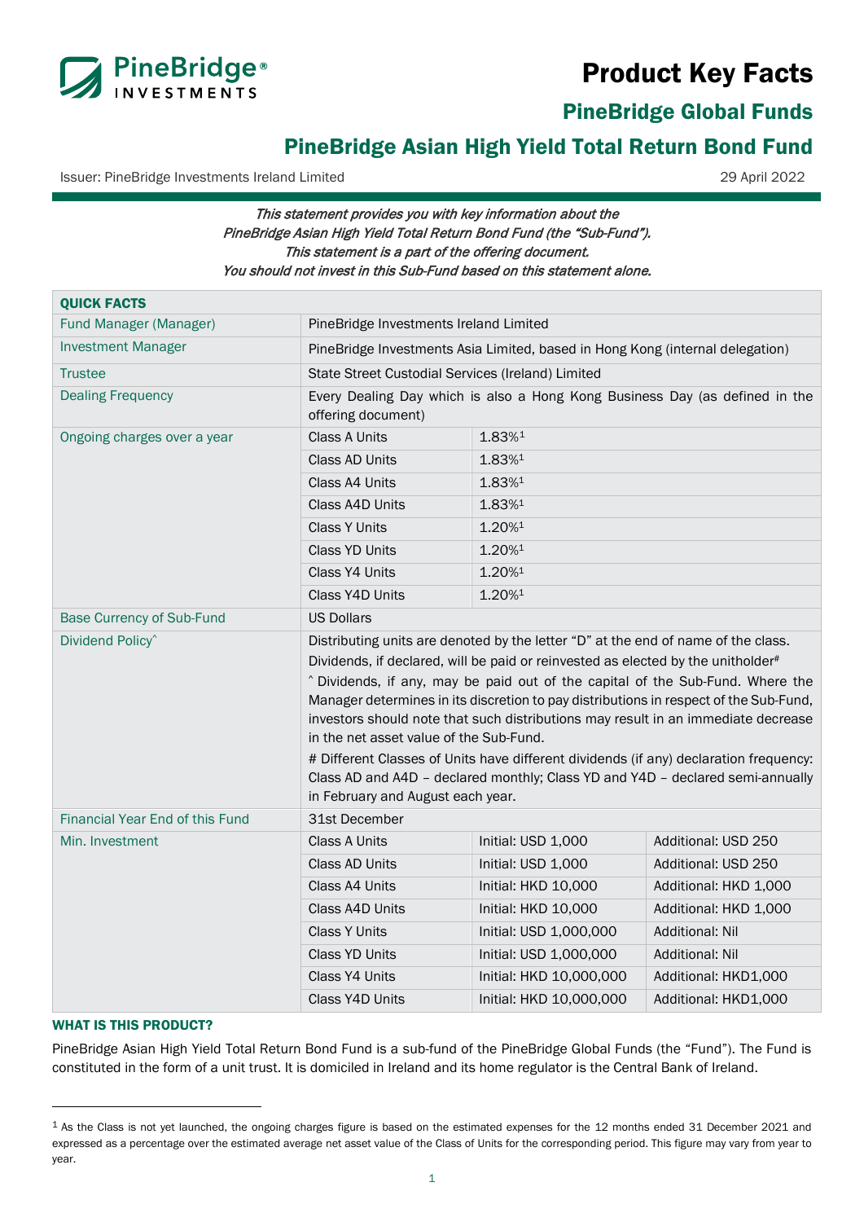# Product Key Facts

## PineBridge Global Funds

## PineBridge Asian High Yield Total Return Bond Fund

Issuer: PineBridge Investments Ireland Limited

29 April 2022

*This statement provides you with key information about the PineBridge Asian High Yield Total Return Bond Fund (the "Sub-Fund"). This statement is a part of the offering document. You should not invest in this Sub-Fund based on this statement alone.*

| QUICK FACTS | | | |
|---|---|---|---|
| Fund Manager (Manager) | PineBridge Investments Ireland Limited | | |
| Investment Manager | PineBridge Investments Asia Limited, based in Hong Kong (internal delegation) | | |
| Trustee | State Street Custodial Services (Ireland) Limited | | |
| Dealing Frequency | Every Dealing Day which is also a Hong Kong Business Day (as defined in the offering document) | | |
| Ongoing charges over a year | Class A Units | 1.83%[1] | |
| | Class AD Units | 1.83%[1] | |
| | Class A4 Units | 1.83%[1] | |
| | Class A4D Units | 1.83%[1] | |
| | Class Y Units | 1.20%[1] | |
| | Class YD Units | 1.20%[1] | |
| | Class Y4 Units | 1.20%[1] | |
| | Class Y4D Units | 1.20%[1] | |
| Base Currency of Sub-Fund | US Dollars | | |
| Dividend Policy^ | Distributing units are denoted by the letter "D" at the end of name of the class. Dividends, if declared, will be paid or reinvested as elected by the unitholder# ^ Dividends, if any, may be paid out of the capital of the Sub-Fund. Where the Manager determines in its discretion to pay distributions in respect of the Sub-Fund, investors should note that such distributions may result in an immediate decrease in the net asset value of the Sub-Fund. # Different Classes of Units have different dividends (if any) declaration frequency: Class AD and A4D – declared monthly; Class YD and Y4D – declared semi-annually in February and August each year. | | |
| Financial Year End of this Fund | 31st December | | |
| Min. Investment | Class A Units | Initial: USD 1,000 | Additional: USD 250 |
| | Class AD Units | Initial: USD 1,000 | Additional: USD 250 |
| | Class A4 Units | Initial: HKD 10,000 | Additional: HKD 1,000 |
| | Class A4D Units | Initial: HKD 10,000 | Additional: HKD 1,000 |
| | Class Y Units | Initial: USD 1,000,000 | Additional: Nil |
| | Class YD Units | Initial: USD 1,000,000 | Additional: Nil |
| | Class Y4 Units | Initial: HKD 10,000,000 | Additional: HKD1,000 |
| | Class Y4D Units | Initial: HKD 10,000,000 | Additional: HKD1,000 |

### WHAT IS THIS PRODUCT?

PineBridge Asian High Yield Total Return Bond Fund is a sub-fund of the PineBridge Global Funds (the "Fund"). The Fund is constituted in the form of a unit trust. It is domiciled in Ireland and its home regulator is the Central Bank of Ireland.

---

[1] As the Class is not yet launched, the ongoing charges figure is based on the estimated expenses for the 12 months ended 31 December 2021 and expressed as a percentage over the estimated average net asset value of the Class of Units for the corresponding period. This figure may vary from year to year.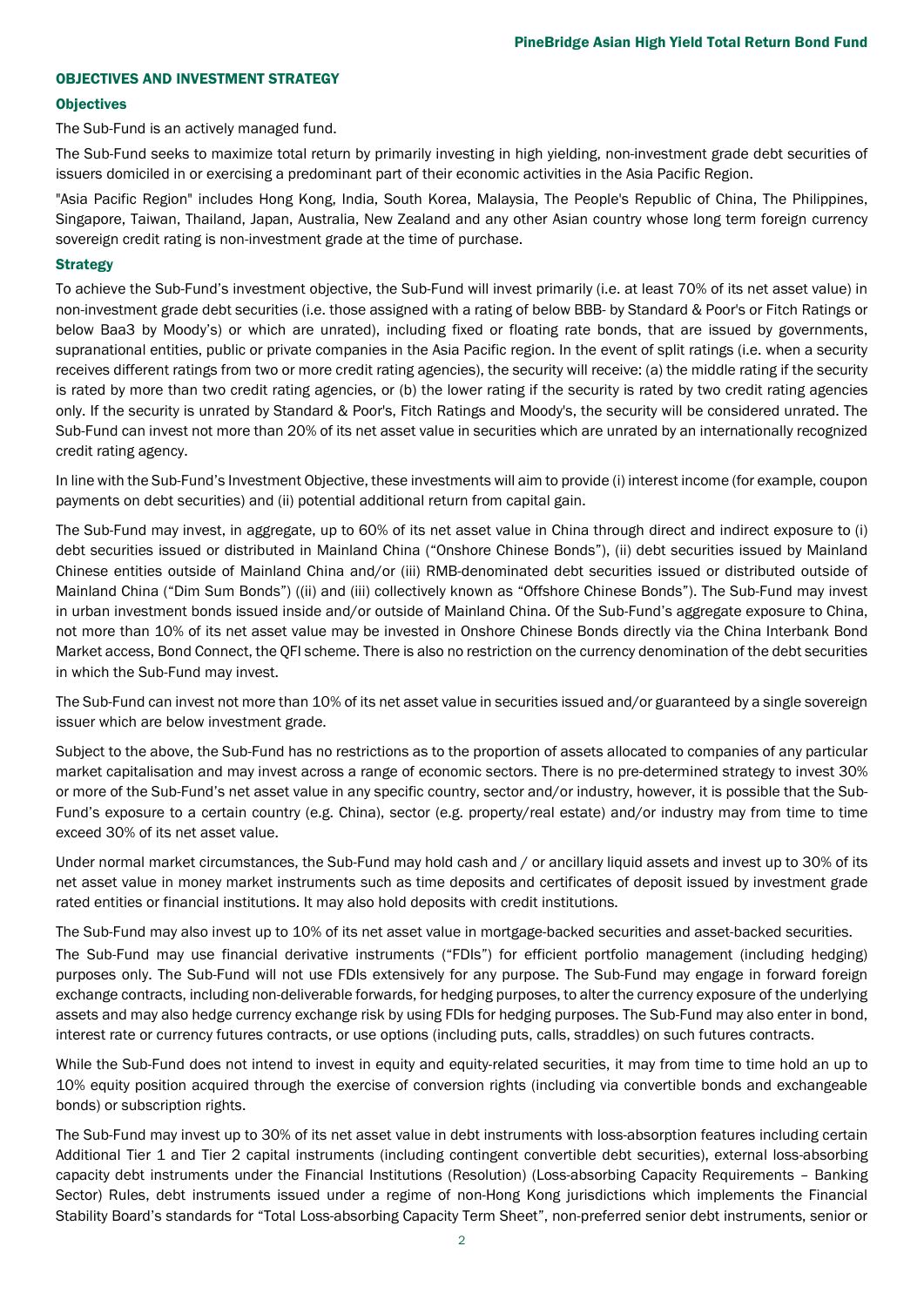## OBJECTIVES AND INVESTMENT STRATEGY

### Objectives

The Sub-Fund is an actively managed fund.

The Sub-Fund seeks to maximize total return by primarily investing in high yielding, non-investment grade debt securities of issuers domiciled in or exercising a predominant part of their economic activities in the Asia Pacific Region.

"Asia Pacific Region" includes Hong Kong, India, South Korea, Malaysia, The People's Republic of China, The Philippines, Singapore, Taiwan, Thailand, Japan, Australia, New Zealand and any other Asian country whose long term foreign currency sovereign credit rating is non-investment grade at the time of purchase.

### Strategy

To achieve the Sub-Fund's investment objective, the Sub-Fund will invest primarily (i.e. at least 70% of its net asset value) in non-investment grade debt securities (i.e. those assigned with a rating of below BBB- by Standard & Poor's or Fitch Ratings or below Baa3 by Moody's) or which are unrated), including fixed or floating rate bonds, that are issued by governments, supranational entities, public or private companies in the Asia Pacific region. In the event of split ratings (i.e. when a security receives different ratings from two or more credit rating agencies), the security will receive: (a) the middle rating if the security is rated by more than two credit rating agencies, or (b) the lower rating if the security is rated by two credit rating agencies only. If the security is unrated by Standard & Poor's, Fitch Ratings and Moody's, the security will be considered unrated. The Sub-Fund can invest not more than 20% of its net asset value in securities which are unrated by an internationally recognized credit rating agency.

In line with the Sub-Fund's Investment Objective, these investments will aim to provide (i) interest income (for example, coupon payments on debt securities) and (ii) potential additional return from capital gain.

The Sub-Fund may invest, in aggregate, up to 60% of its net asset value in China through direct and indirect exposure to (i) debt securities issued or distributed in Mainland China ("Onshore Chinese Bonds"), (ii) debt securities issued by Mainland Chinese entities outside of Mainland China and/or (iii) RMB-denominated debt securities issued or distributed outside of Mainland China ("Dim Sum Bonds") ((ii) and (iii) collectively known as "Offshore Chinese Bonds"). The Sub-Fund may invest in urban investment bonds issued inside and/or outside of Mainland China. Of the Sub-Fund's aggregate exposure to China, not more than 10% of its net asset value may be invested in Onshore Chinese Bonds directly via the China Interbank Bond Market access, Bond Connect, the QFI scheme. There is also no restriction on the currency denomination of the debt securities in which the Sub-Fund may invest.

The Sub-Fund can invest not more than 10% of its net asset value in securities issued and/or guaranteed by a single sovereign issuer which are below investment grade.

Subject to the above, the Sub-Fund has no restrictions as to the proportion of assets allocated to companies of any particular market capitalisation and may invest across a range of economic sectors. There is no pre-determined strategy to invest 30% or more of the Sub-Fund's net asset value in any specific country, sector and/or industry, however, it is possible that the Sub-Fund's exposure to a certain country (e.g. China), sector (e.g. property/real estate) and/or industry may from time to time exceed 30% of its net asset value.

Under normal market circumstances, the Sub-Fund may hold cash and / or ancillary liquid assets and invest up to 30% of its net asset value in money market instruments such as time deposits and certificates of deposit issued by investment grade rated entities or financial institutions. It may also hold deposits with credit institutions.

The Sub-Fund may also invest up to 10% of its net asset value in mortgage-backed securities and asset-backed securities.

The Sub-Fund may use financial derivative instruments ("FDIs") for efficient portfolio management (including hedging) purposes only. The Sub-Fund will not use FDIs extensively for any purpose. The Sub-Fund may engage in forward foreign exchange contracts, including non-deliverable forwards, for hedging purposes, to alter the currency exposure of the underlying assets and may also hedge currency exchange risk by using FDIs for hedging purposes. The Sub-Fund may also enter in bond, interest rate or currency futures contracts, or use options (including puts, calls, straddles) on such futures contracts.

While the Sub-Fund does not intend to invest in equity and equity-related securities, it may from time to time hold an up to 10% equity position acquired through the exercise of conversion rights (including via convertible bonds and exchangeable bonds) or subscription rights.

The Sub-Fund may invest up to 30% of its net asset value in debt instruments with loss-absorption features including certain Additional Tier 1 and Tier 2 capital instruments (including contingent convertible debt securities), external loss-absorbing capacity debt instruments under the Financial Institutions (Resolution) (Loss-absorbing Capacity Requirements – Banking Sector) Rules, debt instruments issued under a regime of non-Hong Kong jurisdictions which implements the Financial Stability Board's standards for "Total Loss-absorbing Capacity Term Sheet", non-preferred senior debt instruments, senior or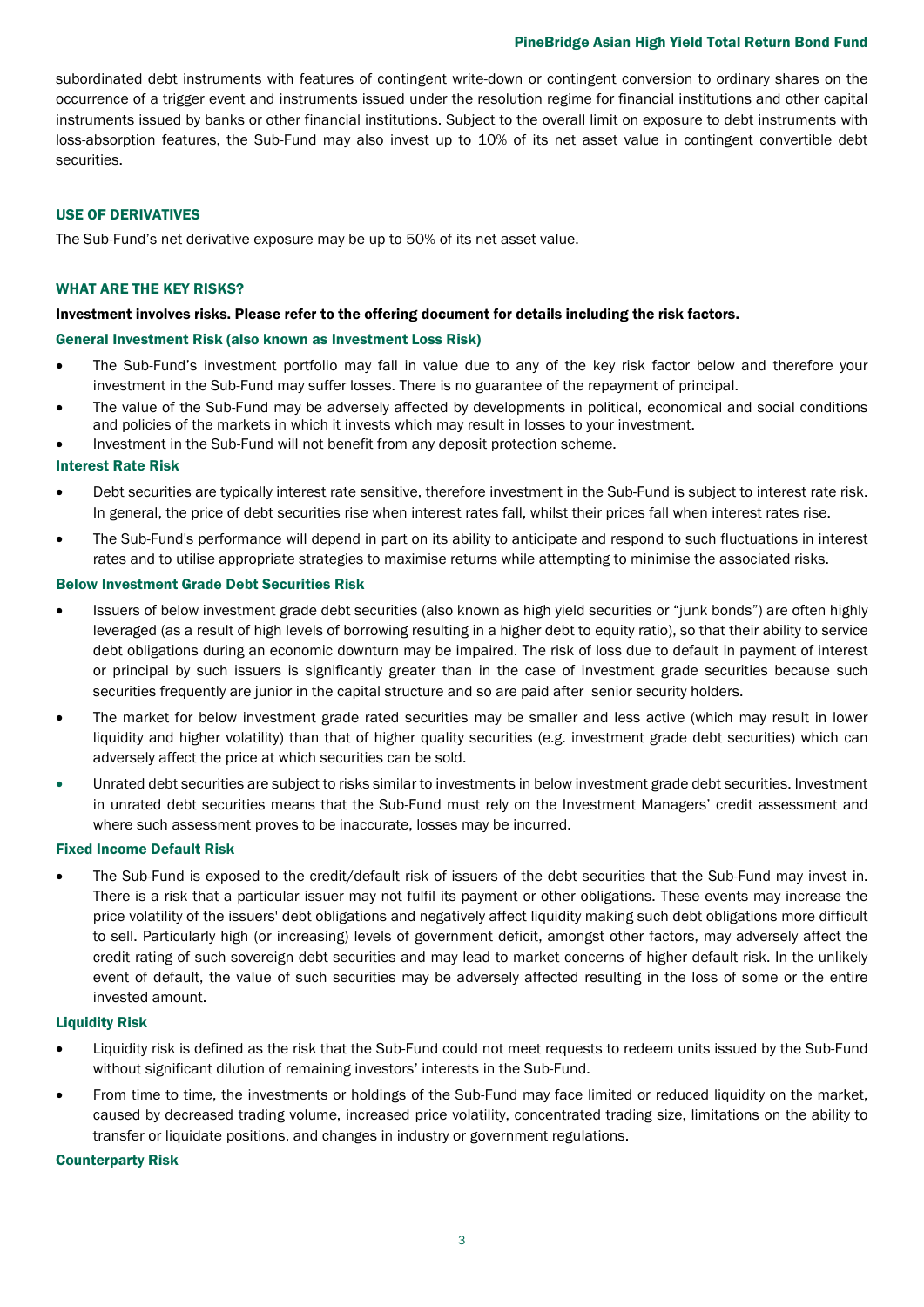subordinated debt instruments with features of contingent write-down or contingent conversion to ordinary shares on the occurrence of a trigger event and instruments issued under the resolution regime for financial institutions and other capital instruments issued by banks or other financial institutions. Subject to the overall limit on exposure to debt instruments with loss-absorption features, the Sub-Fund may also invest up to 10% of its net asset value in contingent convertible debt securities.

## USE OF DERIVATIVES

The Sub-Fund's net derivative exposure may be up to 50% of its net asset value.

## WHAT ARE THE KEY RISKS?

**Investment involves risks. Please refer to the offering document for details including the risk factors.**

### General Investment Risk (also known as Investment Loss Risk)

- The Sub-Fund's investment portfolio may fall in value due to any of the key risk factor below and therefore your investment in the Sub-Fund may suffer losses. There is no guarantee of the repayment of principal.
- The value of the Sub-Fund may be adversely affected by developments in political, economical and social conditions and policies of the markets in which it invests which may result in losses to your investment.
- Investment in the Sub-Fund will not benefit from any deposit protection scheme.

### Interest Rate Risk

- Debt securities are typically interest rate sensitive, therefore investment in the Sub-Fund is subject to interest rate risk. In general, the price of debt securities rise when interest rates fall, whilst their prices fall when interest rates rise.
- The Sub-Fund's performance will depend in part on its ability to anticipate and respond to such fluctuations in interest rates and to utilise appropriate strategies to maximise returns while attempting to minimise the associated risks.

### Below Investment Grade Debt Securities Risk

- Issuers of below investment grade debt securities (also known as high yield securities or "junk bonds") are often highly leveraged (as a result of high levels of borrowing resulting in a higher debt to equity ratio), so that their ability to service debt obligations during an economic downturn may be impaired. The risk of loss due to default in payment of interest or principal by such issuers is significantly greater than in the case of investment grade securities because such securities frequently are junior in the capital structure and so are paid after senior security holders.
- The market for below investment grade rated securities may be smaller and less active (which may result in lower liquidity and higher volatility) than that of higher quality securities (e.g. investment grade debt securities) which can adversely affect the price at which securities can be sold.
- Unrated debt securities are subject to risks similar to investments in below investment grade debt securities. Investment in unrated debt securities means that the Sub-Fund must rely on the Investment Managers' credit assessment and where such assessment proves to be inaccurate, losses may be incurred.

### Fixed Income Default Risk

- The Sub-Fund is exposed to the credit/default risk of issuers of the debt securities that the Sub-Fund may invest in. There is a risk that a particular issuer may not fulfil its payment or other obligations. These events may increase the price volatility of the issuers' debt obligations and negatively affect liquidity making such debt obligations more difficult to sell. Particularly high (or increasing) levels of government deficit, amongst other factors, may adversely affect the credit rating of such sovereign debt securities and may lead to market concerns of higher default risk. In the unlikely event of default, the value of such securities may be adversely affected resulting in the loss of some or the entire invested amount.

### Liquidity Risk

- Liquidity risk is defined as the risk that the Sub-Fund could not meet requests to redeem units issued by the Sub-Fund without significant dilution of remaining investors' interests in the Sub-Fund.
- From time to time, the investments or holdings of the Sub-Fund may face limited or reduced liquidity on the market, caused by decreased trading volume, increased price volatility, concentrated trading size, limitations on the ability to transfer or liquidate positions, and changes in industry or government regulations.

### Counterparty Risk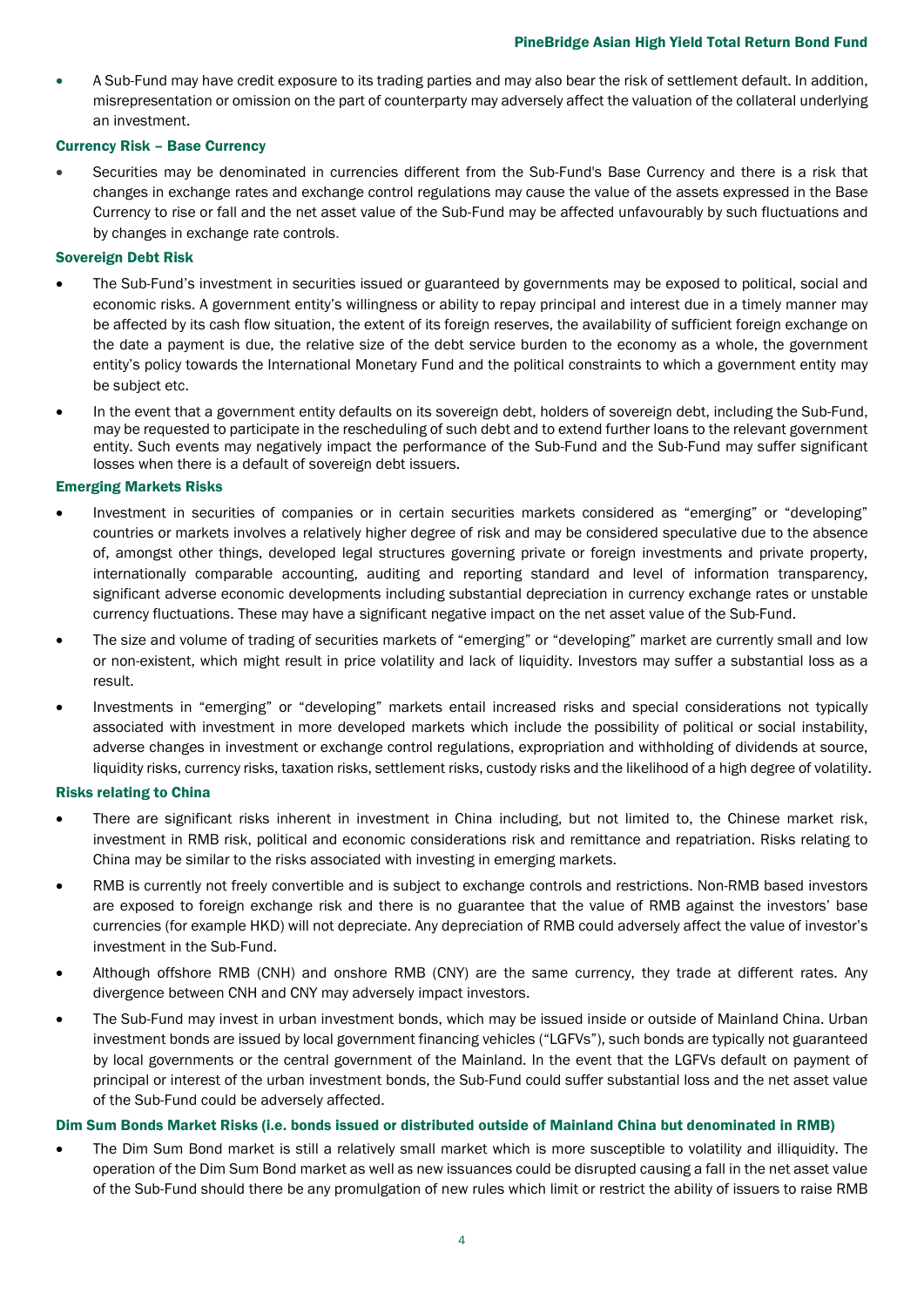- A Sub-Fund may have credit exposure to its trading parties and may also bear the risk of settlement default. In addition, misrepresentation or omission on the part of counterparty may adversely affect the valuation of the collateral underlying an investment.

### Currency Risk – Base Currency

- Securities may be denominated in currencies different from the Sub-Fund's Base Currency and there is a risk that changes in exchange rates and exchange control regulations may cause the value of the assets expressed in the Base Currency to rise or fall and the net asset value of the Sub-Fund may be affected unfavourably by such fluctuations and by changes in exchange rate controls.

### Sovereign Debt Risk

- The Sub-Fund's investment in securities issued or guaranteed by governments may be exposed to political, social and economic risks. A government entity's willingness or ability to repay principal and interest due in a timely manner may be affected by its cash flow situation, the extent of its foreign reserves, the availability of sufficient foreign exchange on the date a payment is due, the relative size of the debt service burden to the economy as a whole, the government entity's policy towards the International Monetary Fund and the political constraints to which a government entity may be subject etc.
- In the event that a government entity defaults on its sovereign debt, holders of sovereign debt, including the Sub-Fund, may be requested to participate in the rescheduling of such debt and to extend further loans to the relevant government entity. Such events may negatively impact the performance of the Sub-Fund and the Sub-Fund may suffer significant losses when there is a default of sovereign debt issuers.

### Emerging Markets Risks

- Investment in securities of companies or in certain securities markets considered as "emerging" or "developing" countries or markets involves a relatively higher degree of risk and may be considered speculative due to the absence of, amongst other things, developed legal structures governing private or foreign investments and private property, internationally comparable accounting, auditing and reporting standard and level of information transparency, significant adverse economic developments including substantial depreciation in currency exchange rates or unstable currency fluctuations. These may have a significant negative impact on the net asset value of the Sub-Fund.
- The size and volume of trading of securities markets of "emerging" or "developing" market are currently small and low or non-existent, which might result in price volatility and lack of liquidity. Investors may suffer a substantial loss as a result.
- Investments in "emerging" or "developing" markets entail increased risks and special considerations not typically associated with investment in more developed markets which include the possibility of political or social instability, adverse changes in investment or exchange control regulations, expropriation and withholding of dividends at source, liquidity risks, currency risks, taxation risks, settlement risks, custody risks and the likelihood of a high degree of volatility.

### Risks relating to China

- There are significant risks inherent in investment in China including, but not limited to, the Chinese market risk, investment in RMB risk, political and economic considerations risk and remittance and repatriation. Risks relating to China may be similar to the risks associated with investing in emerging markets.
- RMB is currently not freely convertible and is subject to exchange controls and restrictions. Non-RMB based investors are exposed to foreign exchange risk and there is no guarantee that the value of RMB against the investors' base currencies (for example HKD) will not depreciate. Any depreciation of RMB could adversely affect the value of investor's investment in the Sub-Fund.
- Although offshore RMB (CNH) and onshore RMB (CNY) are the same currency, they trade at different rates. Any divergence between CNH and CNY may adversely impact investors.
- The Sub-Fund may invest in urban investment bonds, which may be issued inside or outside of Mainland China. Urban investment bonds are issued by local government financing vehicles ("LGFVs"), such bonds are typically not guaranteed by local governments or the central government of the Mainland. In the event that the LGFVs default on payment of principal or interest of the urban investment bonds, the Sub-Fund could suffer substantial loss and the net asset value of the Sub-Fund could be adversely affected.

### Dim Sum Bonds Market Risks (i.e. bonds issued or distributed outside of Mainland China but denominated in RMB)

- The Dim Sum Bond market is still a relatively small market which is more susceptible to volatility and illiquidity. The operation of the Dim Sum Bond market as well as new issuances could be disrupted causing a fall in the net asset value of the Sub-Fund should there be any promulgation of new rules which limit or restrict the ability of issuers to raise RMB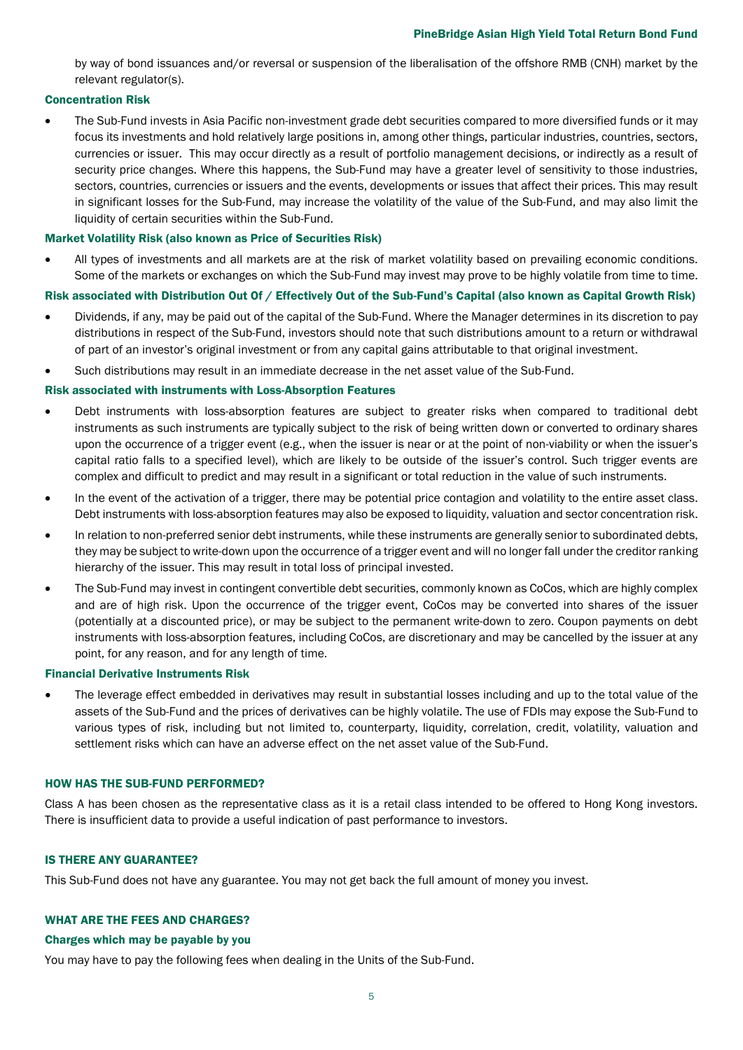by way of bond issuances and/or reversal or suspension of the liberalisation of the offshore RMB (CNH) market by the relevant regulator(s).

### Concentration Risk

- The Sub-Fund invests in Asia Pacific non-investment grade debt securities compared to more diversified funds or it may focus its investments and hold relatively large positions in, among other things, particular industries, countries, sectors, currencies or issuer. This may occur directly as a result of portfolio management decisions, or indirectly as a result of security price changes. Where this happens, the Sub-Fund may have a greater level of sensitivity to those industries, sectors, countries, currencies or issuers and the events, developments or issues that affect their prices. This may result in significant losses for the Sub-Fund, may increase the volatility of the value of the Sub-Fund, and may also limit the liquidity of certain securities within the Sub-Fund.

### Market Volatility Risk (also known as Price of Securities Risk)

- All types of investments and all markets are at the risk of market volatility based on prevailing economic conditions. Some of the markets or exchanges on which the Sub-Fund may invest may prove to be highly volatile from time to time.

### Risk associated with Distribution Out Of / Effectively Out of the Sub-Fund's Capital (also known as Capital Growth Risk)

- Dividends, if any, may be paid out of the capital of the Sub-Fund. Where the Manager determines in its discretion to pay distributions in respect of the Sub-Fund, investors should note that such distributions amount to a return or withdrawal of part of an investor's original investment or from any capital gains attributable to that original investment.
- Such distributions may result in an immediate decrease in the net asset value of the Sub-Fund.

### Risk associated with instruments with Loss-Absorption Features

- Debt instruments with loss-absorption features are subject to greater risks when compared to traditional debt instruments as such instruments are typically subject to the risk of being written down or converted to ordinary shares upon the occurrence of a trigger event (e.g., when the issuer is near or at the point of non-viability or when the issuer's capital ratio falls to a specified level), which are likely to be outside of the issuer's control. Such trigger events are complex and difficult to predict and may result in a significant or total reduction in the value of such instruments.
- In the event of the activation of a trigger, there may be potential price contagion and volatility to the entire asset class. Debt instruments with loss-absorption features may also be exposed to liquidity, valuation and sector concentration risk.
- In relation to non-preferred senior debt instruments, while these instruments are generally senior to subordinated debts, they may be subject to write-down upon the occurrence of a trigger event and will no longer fall under the creditor ranking hierarchy of the issuer. This may result in total loss of principal invested.
- The Sub-Fund may invest in contingent convertible debt securities, commonly known as CoCos, which are highly complex and are of high risk. Upon the occurrence of the trigger event, CoCos may be converted into shares of the issuer (potentially at a discounted price), or may be subject to the permanent write-down to zero. Coupon payments on debt instruments with loss-absorption features, including CoCos, are discretionary and may be cancelled by the issuer at any point, for any reason, and for any length of time.

### Financial Derivative Instruments Risk

- The leverage effect embedded in derivatives may result in substantial losses including and up to the total value of the assets of the Sub-Fund and the prices of derivatives can be highly volatile. The use of FDIs may expose the Sub-Fund to various types of risk, including but not limited to, counterparty, liquidity, correlation, credit, volatility, valuation and settlement risks which can have an adverse effect on the net asset value of the Sub-Fund.

## HOW HAS THE SUB-FUND PERFORMED?

Class A has been chosen as the representative class as it is a retail class intended to be offered to Hong Kong investors. There is insufficient data to provide a useful indication of past performance to investors.

## IS THERE ANY GUARANTEE?

This Sub-Fund does not have any guarantee. You may not get back the full amount of money you invest.

## WHAT ARE THE FEES AND CHARGES?

### Charges which may be payable by you

You may have to pay the following fees when dealing in the Units of the Sub-Fund.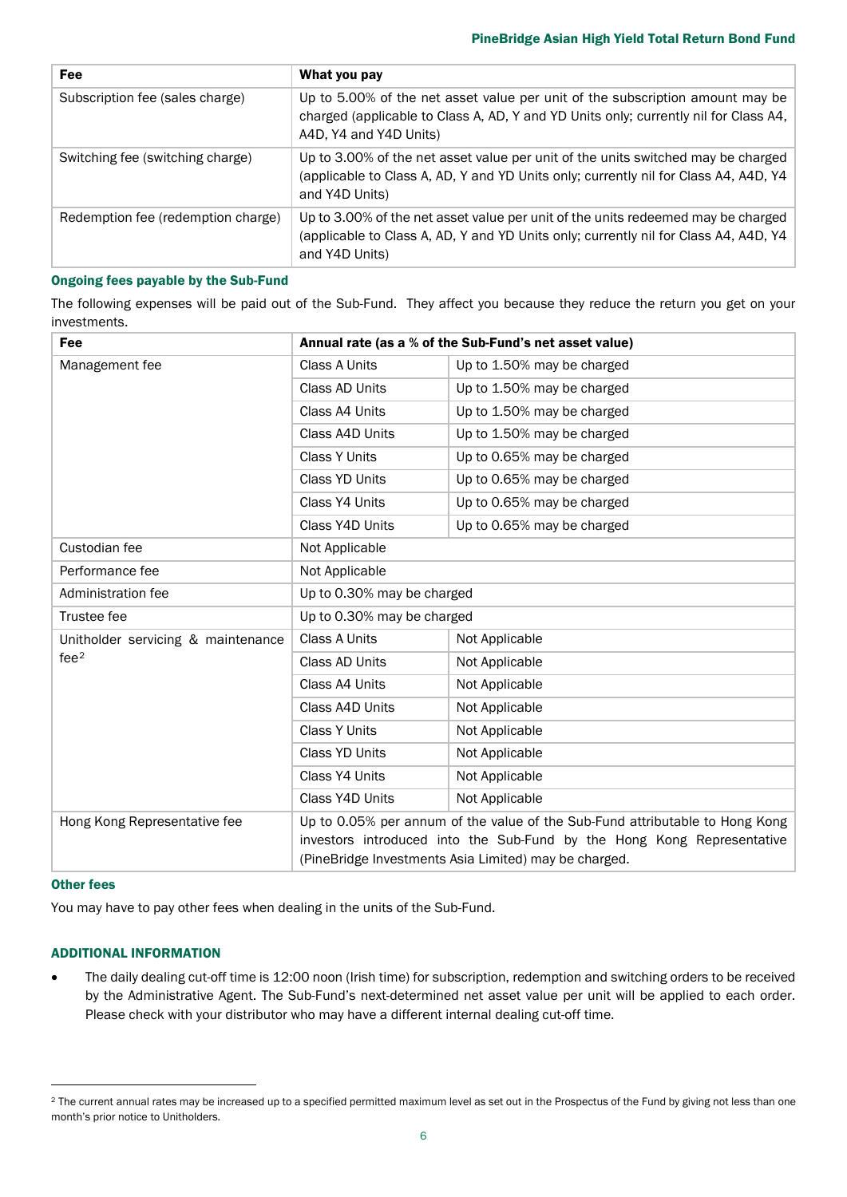| Fee | What you pay |
|---|---|
| Subscription fee (sales charge) | Up to 5.00% of the net asset value per unit of the subscription amount may be charged (applicable to Class A, AD, Y and YD Units only; currently nil for Class A4, A4D, Y4 and Y4D Units) |
| Switching fee (switching charge) | Up to 3.00% of the net asset value per unit of the units switched may be charged (applicable to Class A, AD, Y and YD Units only; currently nil for Class A4, A4D, Y4 and Y4D Units) |
| Redemption fee (redemption charge) | Up to 3.00% of the net asset value per unit of the units redeemed may be charged (applicable to Class A, AD, Y and YD Units only; currently nil for Class A4, A4D, Y4 and Y4D Units) |

### Ongoing fees payable by the Sub-Fund

The following expenses will be paid out of the Sub-Fund. They affect you because they reduce the return you get on your investments.

| Fee | Annual rate (as a % of the Sub-Fund's net asset value) | |
|---|---|---|
| Management fee | Class A Units | Up to 1.50% may be charged |
| | Class AD Units | Up to 1.50% may be charged |
| | Class A4 Units | Up to 1.50% may be charged |
| | Class A4D Units | Up to 1.50% may be charged |
| | Class Y Units | Up to 0.65% may be charged |
| | Class YD Units | Up to 0.65% may be charged |
| | Class Y4 Units | Up to 0.65% may be charged |
| | Class Y4D Units | Up to 0.65% may be charged |
| Custodian fee | Not Applicable | |
| Performance fee | Not Applicable | |
| Administration fee | Up to 0.30% may be charged | |
| Trustee fee | Up to 0.30% may be charged | |
| Unitholder servicing & maintenance fee[2] | Class A Units | Not Applicable |
| | Class AD Units | Not Applicable |
| | Class A4 Units | Not Applicable |
| | Class A4D Units | Not Applicable |
| | Class Y Units | Not Applicable |
| | Class YD Units | Not Applicable |
| | Class Y4 Units | Not Applicable |
| | Class Y4D Units | Not Applicable |
| Hong Kong Representative fee | Up to 0.05% per annum of the value of the Sub-Fund attributable to Hong Kong investors introduced into the Sub-Fund by the Hong Kong Representative (PineBridge Investments Asia Limited) may be charged. | |

### Other fees

You may have to pay other fees when dealing in the units of the Sub-Fund.

## ADDITIONAL INFORMATION

- The daily dealing cut-off time is 12:00 noon (Irish time) for subscription, redemption and switching orders to be received by the Administrative Agent. The Sub-Fund's next-determined net asset value per unit will be applied to each order. Please check with your distributor who may have a different internal dealing cut-off time.

[2] The current annual rates may be increased up to a specified permitted maximum level as set out in the Prospectus of the Fund by giving not less than one month's prior notice to Unitholders.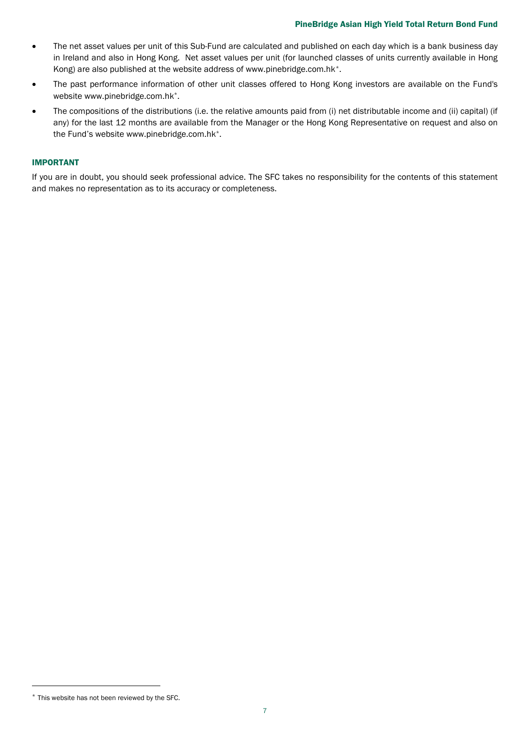- The net asset values per unit of this Sub-Fund are calculated and published on each day which is a bank business day in Ireland and also in Hong Kong. Net asset values per unit (for launched classes of units currently available in Hong Kong) are also published at the website address of www.pinebridge.com.hk*.
- The past performance information of other unit classes offered to Hong Kong investors are available on the Fund's website www.pinebridge.com.hk*.
- The compositions of the distributions (i.e. the relative amounts paid from (i) net distributable income and (ii) capital) (if any) for the last 12 months are available from the Manager or the Hong Kong Representative on request and also on the Fund's website www.pinebridge.com.hk*.

## IMPORTANT

If you are in doubt, you should seek professional advice. The SFC takes no responsibility for the contents of this statement and makes no representation as to its accuracy or completeness.

* This website has not been reviewed by the SFC.